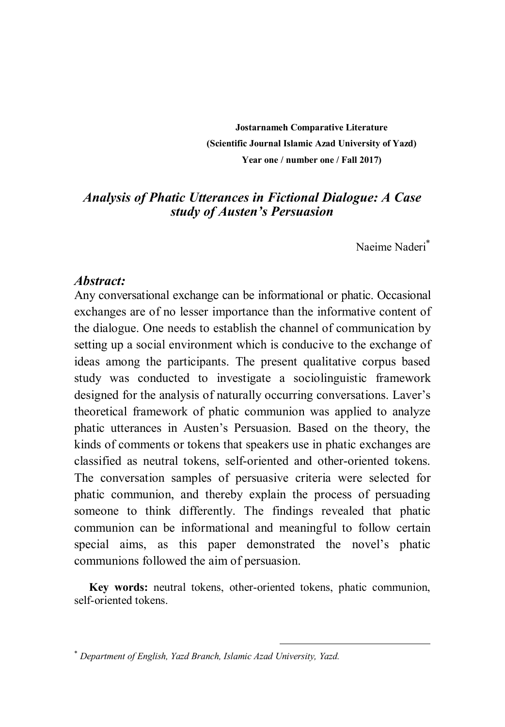**Jostarnameh Comparative Literature**
**(Scientific Journal Islamic Azad University of Yazd)**
**Year one / number one / Fall 2017)**

# *Analysis of Phatic Utterances in Fictional Dialogue: A Case study of Austen's Persuasion*

Naeime Naderi[*]

## *Abstract:*

Any conversational exchange can be informational or phatic. Occasional exchanges are of no lesser importance than the informative content of the dialogue. One needs to establish the channel of communication by setting up a social environment which is conducive to the exchange of ideas among the participants. The present qualitative corpus based study was conducted to investigate a sociolinguistic framework designed for the analysis of naturally occurring conversations. Laver's theoretical framework of phatic communion was applied to analyze phatic utterances in Austen's Persuasion. Based on the theory, the kinds of comments or tokens that speakers use in phatic exchanges are classified as neutral tokens, self-oriented and other-oriented tokens. The conversation samples of persuasive criteria were selected for phatic communion, and thereby explain the process of persuading someone to think differently. The findings revealed that phatic communion can be informational and meaningful to follow certain special aims, as this paper demonstrated the novel's phatic communions followed the aim of persuasion.

**Key words:** neutral tokens, other-oriented tokens, phatic communion, self-oriented tokens.

---

[*] *Department of English, Yazd Branch, Islamic Azad University, Yazd.*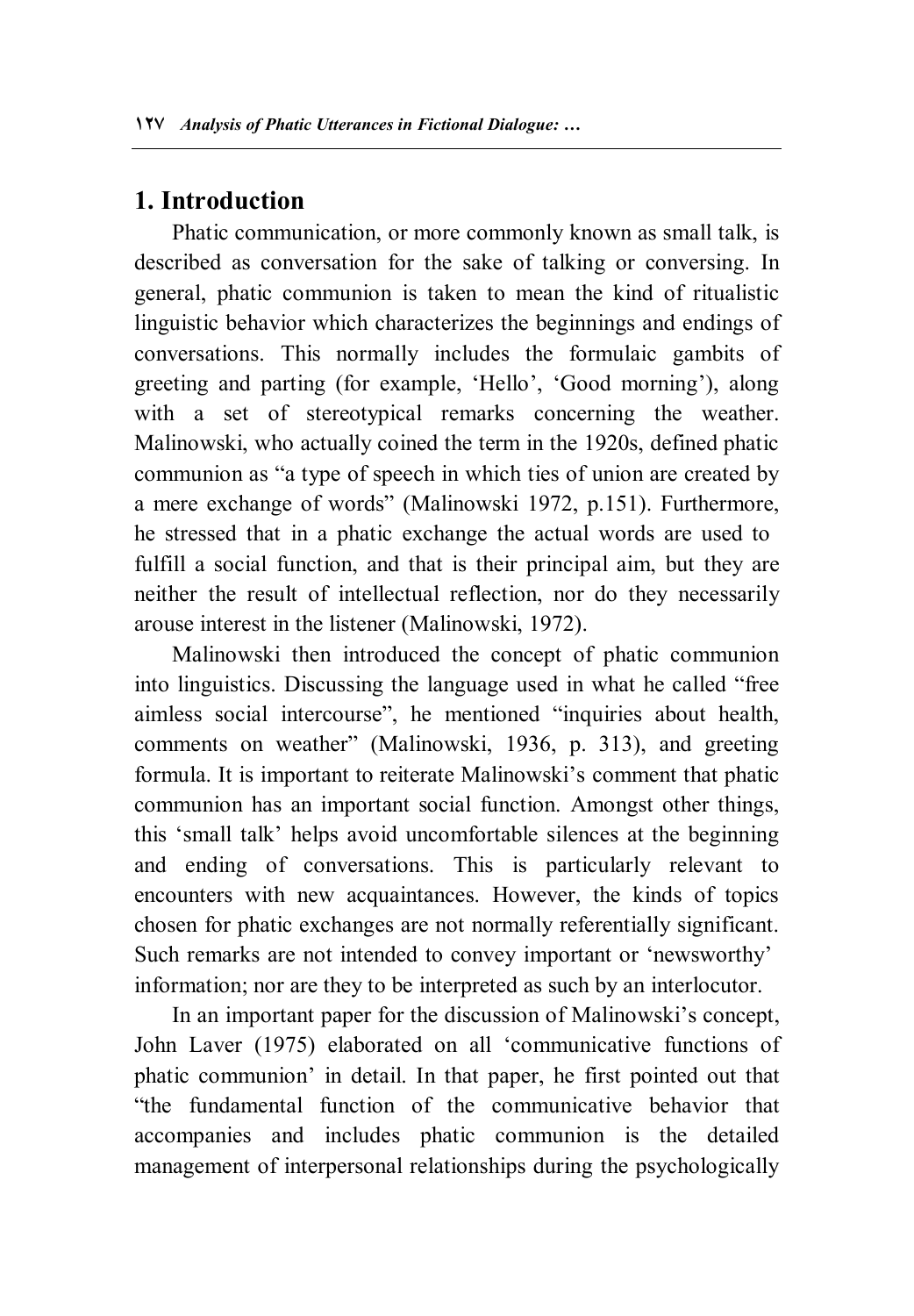## 1. Introduction

Phatic communication, or more commonly known as small talk, is described as conversation for the sake of talking or conversing. In general, phatic communion is taken to mean the kind of ritualistic linguistic behavior which characterizes the beginnings and endings of conversations. This normally includes the formulaic gambits of greeting and parting (for example, 'Hello', 'Good morning'), along with a set of stereotypical remarks concerning the weather. Malinowski, who actually coined the term in the 1920s, defined phatic communion as "a type of speech in which ties of union are created by a mere exchange of words" (Malinowski 1972, p.151). Furthermore, he stressed that in a phatic exchange the actual words are used to fulfill a social function, and that is their principal aim, but they are neither the result of intellectual reflection, nor do they necessarily arouse interest in the listener (Malinowski, 1972).

Malinowski then introduced the concept of phatic communion into linguistics. Discussing the language used in what he called "free aimless social intercourse", he mentioned "inquiries about health, comments on weather" (Malinowski, 1936, p. 313), and greeting formula. It is important to reiterate Malinowski's comment that phatic communion has an important social function. Amongst other things, this 'small talk' helps avoid uncomfortable silences at the beginning and ending of conversations. This is particularly relevant to encounters with new acquaintances. However, the kinds of topics chosen for phatic exchanges are not normally referentially significant. Such remarks are not intended to convey important or 'newsworthy' information; nor are they to be interpreted as such by an interlocutor.

In an important paper for the discussion of Malinowski's concept, John Laver (1975) elaborated on all 'communicative functions of phatic communion' in detail. In that paper, he first pointed out that "the fundamental function of the communicative behavior that accompanies and includes phatic communion is the detailed management of interpersonal relationships during the psychologically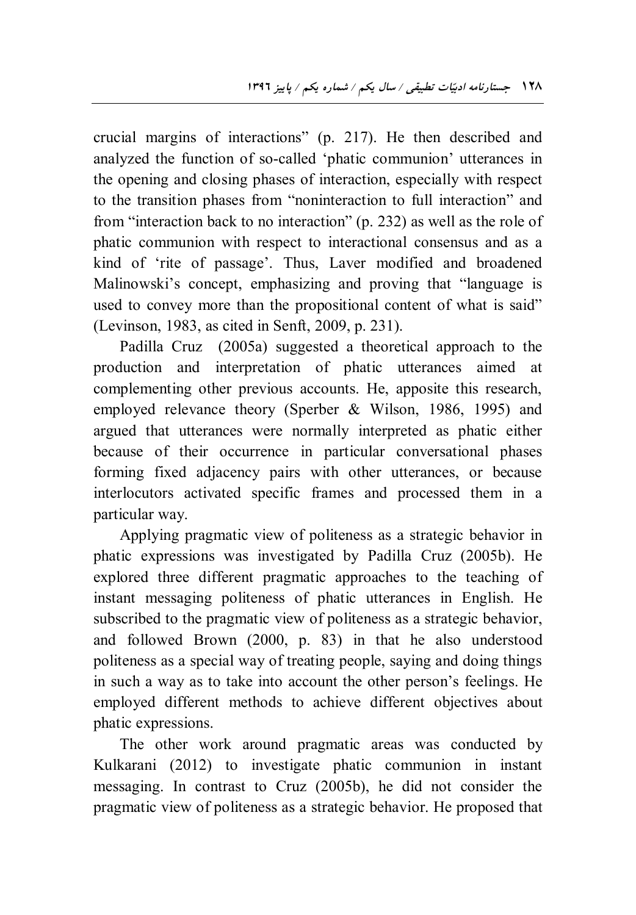crucial margins of interactions" (p. 217). He then described and analyzed the function of so-called 'phatic communion' utterances in the opening and closing phases of interaction, especially with respect to the transition phases from "noninteraction to full interaction" and from "interaction back to no interaction" (p. 232) as well as the role of phatic communion with respect to interactional consensus and as a kind of 'rite of passage'. Thus, Laver modified and broadened Malinowski's concept, emphasizing and proving that "language is used to convey more than the propositional content of what is said" (Levinson, 1983, as cited in Senft, 2009, p. 231).

Padilla Cruz (2005a) suggested a theoretical approach to the production and interpretation of phatic utterances aimed at complementing other previous accounts. He, apposite this research, employed relevance theory (Sperber & Wilson, 1986, 1995) and argued that utterances were normally interpreted as phatic either because of their occurrence in particular conversational phases forming fixed adjacency pairs with other utterances, or because interlocutors activated specific frames and processed them in a particular way.

Applying pragmatic view of politeness as a strategic behavior in phatic expressions was investigated by Padilla Cruz (2005b). He explored three different pragmatic approaches to the teaching of instant messaging politeness of phatic utterances in English. He subscribed to the pragmatic view of politeness as a strategic behavior, and followed Brown (2000, p. 83) in that he also understood politeness as a special way of treating people, saying and doing things in such a way as to take into account the other person's feelings. He employed different methods to achieve different objectives about phatic expressions.

The other work around pragmatic areas was conducted by Kulkarani (2012) to investigate phatic communion in instant messaging. In contrast to Cruz (2005b), he did not consider the pragmatic view of politeness as a strategic behavior. He proposed that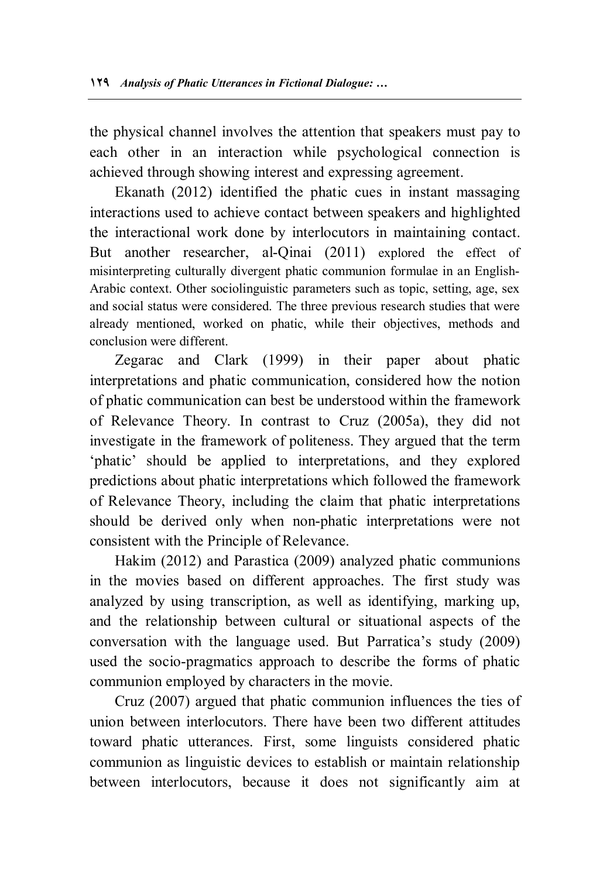the physical channel involves the attention that speakers must pay to each other in an interaction while psychological connection is achieved through showing interest and expressing agreement.

Ekanath (2012) identified the phatic cues in instant massaging interactions used to achieve contact between speakers and highlighted the interactional work done by interlocutors in maintaining contact. But another researcher, al-Qinai (2011) explored the effect of misinterpreting culturally divergent phatic communion formulae in an English-Arabic context. Other sociolinguistic parameters such as topic, setting, age, sex and social status were considered. The three previous research studies that were already mentioned, worked on phatic, while their objectives, methods and conclusion were different.

Zegarac and Clark (1999) in their paper about phatic interpretations and phatic communication, considered how the notion of phatic communication can best be understood within the framework of Relevance Theory. In contrast to Cruz (2005a), they did not investigate in the framework of politeness. They argued that the term 'phatic' should be applied to interpretations, and they explored predictions about phatic interpretations which followed the framework of Relevance Theory, including the claim that phatic interpretations should be derived only when non-phatic interpretations were not consistent with the Principle of Relevance.

Hakim (2012) and Parastica (2009) analyzed phatic communions in the movies based on different approaches. The first study was analyzed by using transcription, as well as identifying, marking up, and the relationship between cultural or situational aspects of the conversation with the language used. But Parratica's study (2009) used the socio-pragmatics approach to describe the forms of phatic communion employed by characters in the movie.

Cruz (2007) argued that phatic communion influences the ties of union between interlocutors. There have been two different attitudes toward phatic utterances. First, some linguists considered phatic communion as linguistic devices to establish or maintain relationship between interlocutors, because it does not significantly aim at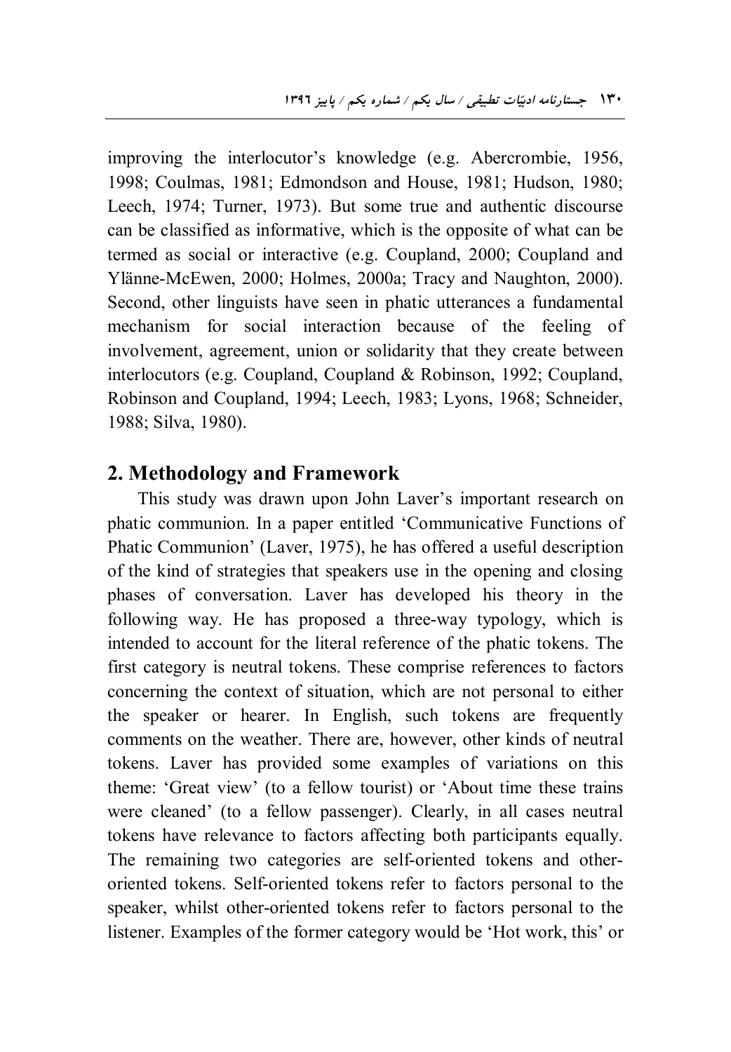improving the interlocutor's knowledge (e.g. Abercrombie, 1956, 1998; Coulmas, 1981; Edmondson and House, 1981; Hudson, 1980; Leech, 1974; Turner, 1973). But some true and authentic discourse can be classified as informative, which is the opposite of what can be termed as social or interactive (e.g. Coupland, 2000; Coupland and Ylänne-McEwen, 2000; Holmes, 2000a; Tracy and Naughton, 2000). Second, other linguists have seen in phatic utterances a fundamental mechanism for social interaction because of the feeling of involvement, agreement, union or solidarity that they create between interlocutors (e.g. Coupland, Coupland & Robinson, 1992; Coupland, Robinson and Coupland, 1994; Leech, 1983; Lyons, 1968; Schneider, 1988; Silva, 1980).

## 2. Methodology and Framework

This study was drawn upon John Laver's important research on phatic communion. In a paper entitled 'Communicative Functions of Phatic Communion' (Laver, 1975), he has offered a useful description of the kind of strategies that speakers use in the opening and closing phases of conversation. Laver has developed his theory in the following way. He has proposed a three-way typology, which is intended to account for the literal reference of the phatic tokens. The first category is neutral tokens. These comprise references to factors concerning the context of situation, which are not personal to either the speaker or hearer. In English, such tokens are frequently comments on the weather. There are, however, other kinds of neutral tokens. Laver has provided some examples of variations on this theme: 'Great view' (to a fellow tourist) or 'About time these trains were cleaned' (to a fellow passenger). Clearly, in all cases neutral tokens have relevance to factors affecting both participants equally. The remaining two categories are self-oriented tokens and other-oriented tokens. Self-oriented tokens refer to factors personal to the speaker, whilst other-oriented tokens refer to factors personal to the listener. Examples of the former category would be 'Hot work, this' or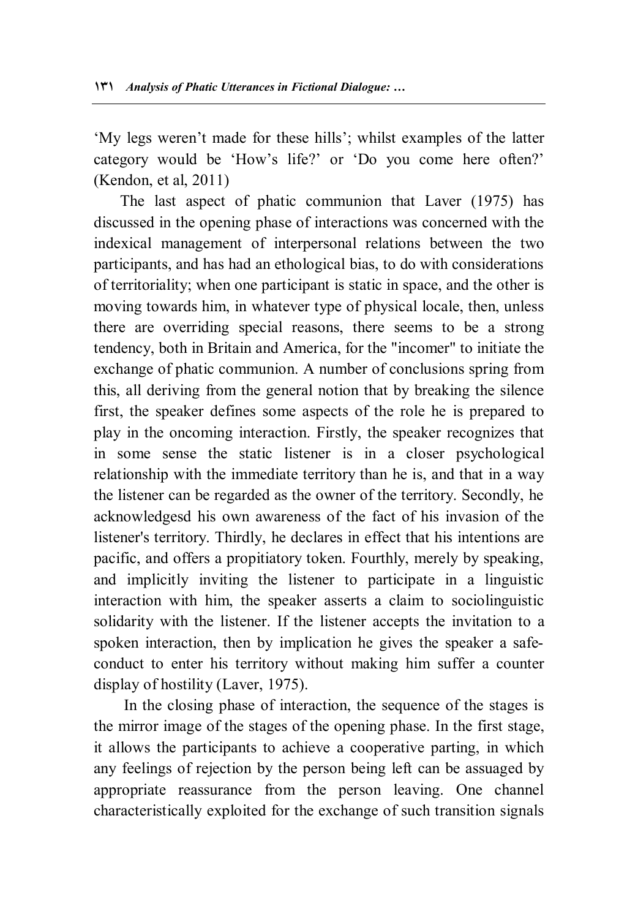'My legs weren't made for these hills'; whilst examples of the latter category would be 'How's life?' or 'Do you come here often?' (Kendon, et al, 2011)

The last aspect of phatic communion that Laver (1975) has discussed in the opening phase of interactions was concerned with the indexical management of interpersonal relations between the two participants, and has had an ethological bias, to do with considerations of territoriality; when one participant is static in space, and the other is moving towards him, in whatever type of physical locale, then, unless there are overriding special reasons, there seems to be a strong tendency, both in Britain and America, for the "incomer" to initiate the exchange of phatic communion. A number of conclusions spring from this, all deriving from the general notion that by breaking the silence first, the speaker defines some aspects of the role he is prepared to play in the oncoming interaction. Firstly, the speaker recognizes that in some sense the static listener is in a closer psychological relationship with the immediate territory than he is, and that in a way the listener can be regarded as the owner of the territory. Secondly, he acknowledgesd his own awareness of the fact of his invasion of the listener's territory. Thirdly, he declares in effect that his intentions are pacific, and offers a propitiatory token. Fourthly, merely by speaking, and implicitly inviting the listener to participate in a linguistic interaction with him, the speaker asserts a claim to sociolinguistic solidarity with the listener. If the listener accepts the invitation to a spoken interaction, then by implication he gives the speaker a safe-conduct to enter his territory without making him suffer a counter display of hostility (Laver, 1975).

In the closing phase of interaction, the sequence of the stages is the mirror image of the stages of the opening phase. In the first stage, it allows the participants to achieve a cooperative parting, in which any feelings of rejection by the person being left can be assuaged by appropriate reassurance from the person leaving. One channel characteristically exploited for the exchange of such transition signals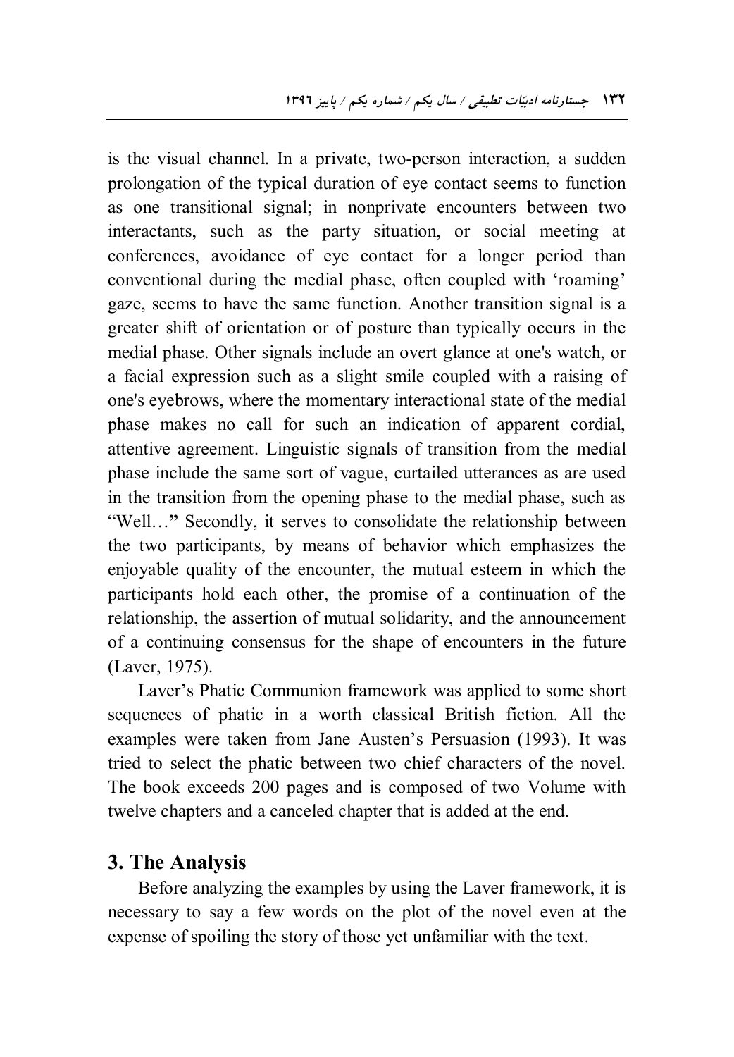is the visual channel. In a private, two-person interaction, a sudden prolongation of the typical duration of eye contact seems to function as one transitional signal; in nonprivate encounters between two interactants, such as the party situation, or social meeting at conferences, avoidance of eye contact for a longer period than conventional during the medial phase, often coupled with 'roaming' gaze, seems to have the same function. Another transition signal is a greater shift of orientation or of posture than typically occurs in the medial phase. Other signals include an overt glance at one's watch, or a facial expression such as a slight smile coupled with a raising of one's eyebrows, where the momentary interactional state of the medial phase makes no call for such an indication of apparent cordial, attentive agreement. Linguistic signals of transition from the medial phase include the same sort of vague, curtailed utterances as are used in the transition from the opening phase to the medial phase, such as "Well…" Secondly, it serves to consolidate the relationship between the two participants, by means of behavior which emphasizes the enjoyable quality of the encounter, the mutual esteem in which the participants hold each other, the promise of a continuation of the relationship, the assertion of mutual solidarity, and the announcement of a continuing consensus for the shape of encounters in the future (Laver, 1975).

Laver's Phatic Communion framework was applied to some short sequences of phatic in a worth classical British fiction. All the examples were taken from Jane Austen's Persuasion (1993). It was tried to select the phatic between two chief characters of the novel. The book exceeds 200 pages and is composed of two Volume with twelve chapters and a canceled chapter that is added at the end.

## 3. The Analysis

Before analyzing the examples by using the Laver framework, it is necessary to say a few words on the plot of the novel even at the expense of spoiling the story of those yet unfamiliar with the text.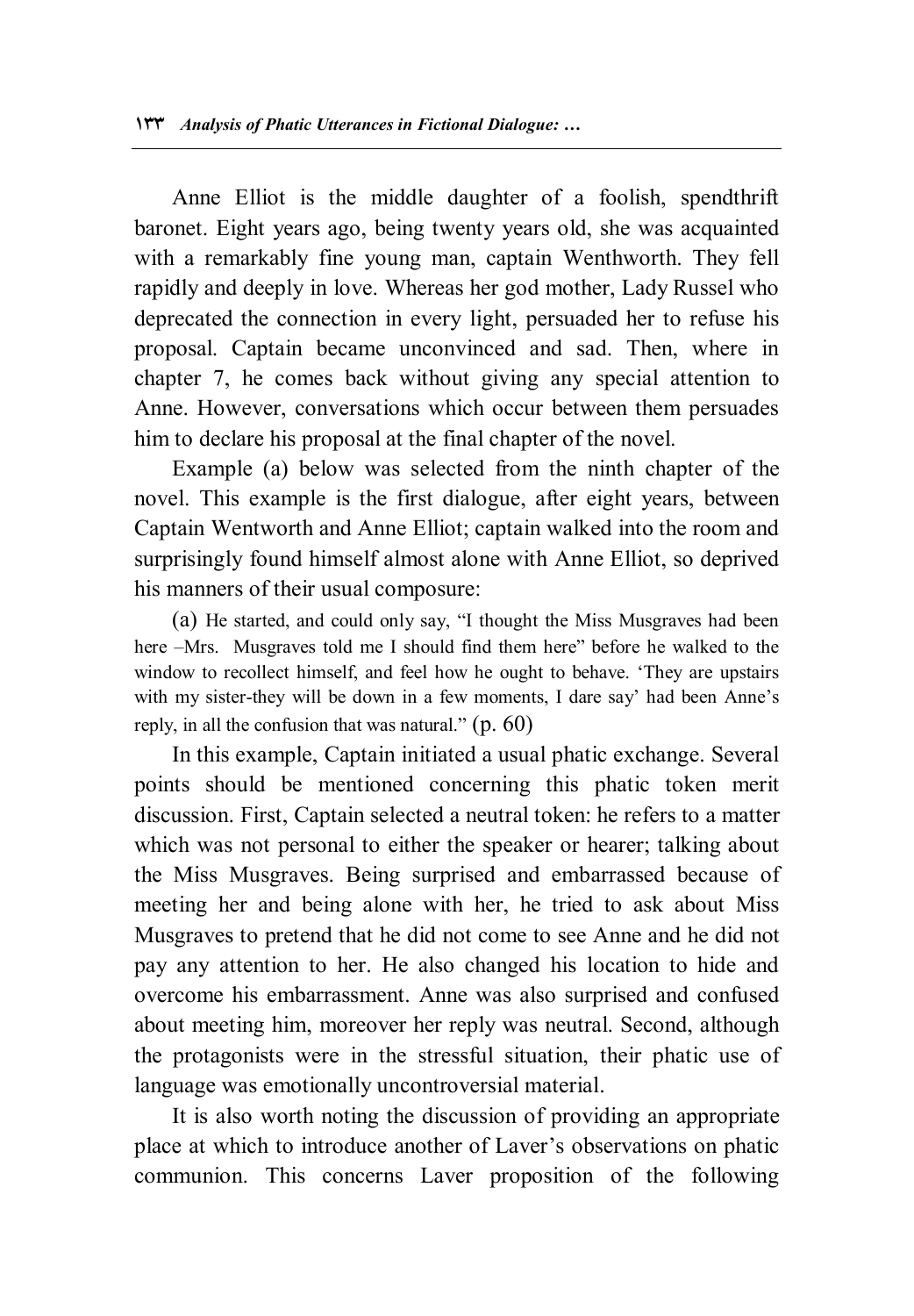Anne Elliot is the middle daughter of a foolish, spendthrift baronet. Eight years ago, being twenty years old, she was acquainted with a remarkably fine young man, captain Wenthworth. They fell rapidly and deeply in love. Whereas her god mother, Lady Russel who deprecated the connection in every light, persuaded her to refuse his proposal. Captain became unconvinced and sad. Then, where in chapter 7, he comes back without giving any special attention to Anne. However, conversations which occur between them persuades him to declare his proposal at the final chapter of the novel.

Example (a) below was selected from the ninth chapter of the novel. This example is the first dialogue, after eight years, between Captain Wentworth and Anne Elliot; captain walked into the room and surprisingly found himself almost alone with Anne Elliot, so deprived his manners of their usual composure:

> (a) He started, and could only say, "I thought the Miss Musgraves had been here –Mrs. Musgraves told me I should find them here" before he walked to the window to recollect himself, and feel how he ought to behave. 'They are upstairs with my sister-they will be down in a few moments, I dare say' had been Anne's reply, in all the confusion that was natural." (p. 60)

In this example, Captain initiated a usual phatic exchange. Several points should be mentioned concerning this phatic token merit discussion. First, Captain selected a neutral token: he refers to a matter which was not personal to either the speaker or hearer; talking about the Miss Musgraves. Being surprised and embarrassed because of meeting her and being alone with her, he tried to ask about Miss Musgraves to pretend that he did not come to see Anne and he did not pay any attention to her. He also changed his location to hide and overcome his embarrassment. Anne was also surprised and confused about meeting him, moreover her reply was neutral. Second, although the protagonists were in the stressful situation, their phatic use of language was emotionally uncontroversial material.

It is also worth noting the discussion of providing an appropriate place at which to introduce another of Laver's observations on phatic communion. This concerns Laver proposition of the following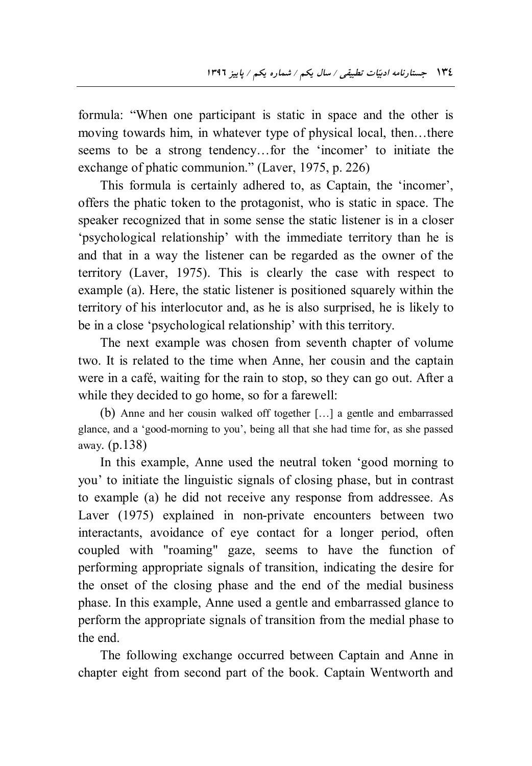formula: "When one participant is static in space and the other is moving towards him, in whatever type of physical local, then…there seems to be a strong tendency…for the 'incomer' to initiate the exchange of phatic communion." (Laver, 1975, p. 226)

This formula is certainly adhered to, as Captain, the 'incomer', offers the phatic token to the protagonist, who is static in space. The speaker recognized that in some sense the static listener is in a closer 'psychological relationship' with the immediate territory than he is and that in a way the listener can be regarded as the owner of the territory (Laver, 1975). This is clearly the case with respect to example (a). Here, the static listener is positioned squarely within the territory of his interlocutor and, as he is also surprised, he is likely to be in a close 'psychological relationship' with this territory.

The next example was chosen from seventh chapter of volume two. It is related to the time when Anne, her cousin and the captain were in a café, waiting for the rain to stop, so they can go out. After a while they decided to go home, so for a farewell:

(b) Anne and her cousin walked off together […] a gentle and embarrassed glance, and a 'good-morning to you', being all that she had time for, as she passed away. (p.138)

In this example, Anne used the neutral token 'good morning to you' to initiate the linguistic signals of closing phase, but in contrast to example (a) he did not receive any response from addressee. As Laver (1975) explained in non-private encounters between two interactants, avoidance of eye contact for a longer period, often coupled with "roaming" gaze, seems to have the function of performing appropriate signals of transition, indicating the desire for the onset of the closing phase and the end of the medial business phase. In this example, Anne used a gentle and embarrassed glance to perform the appropriate signals of transition from the medial phase to the end.

The following exchange occurred between Captain and Anne in chapter eight from second part of the book. Captain Wentworth and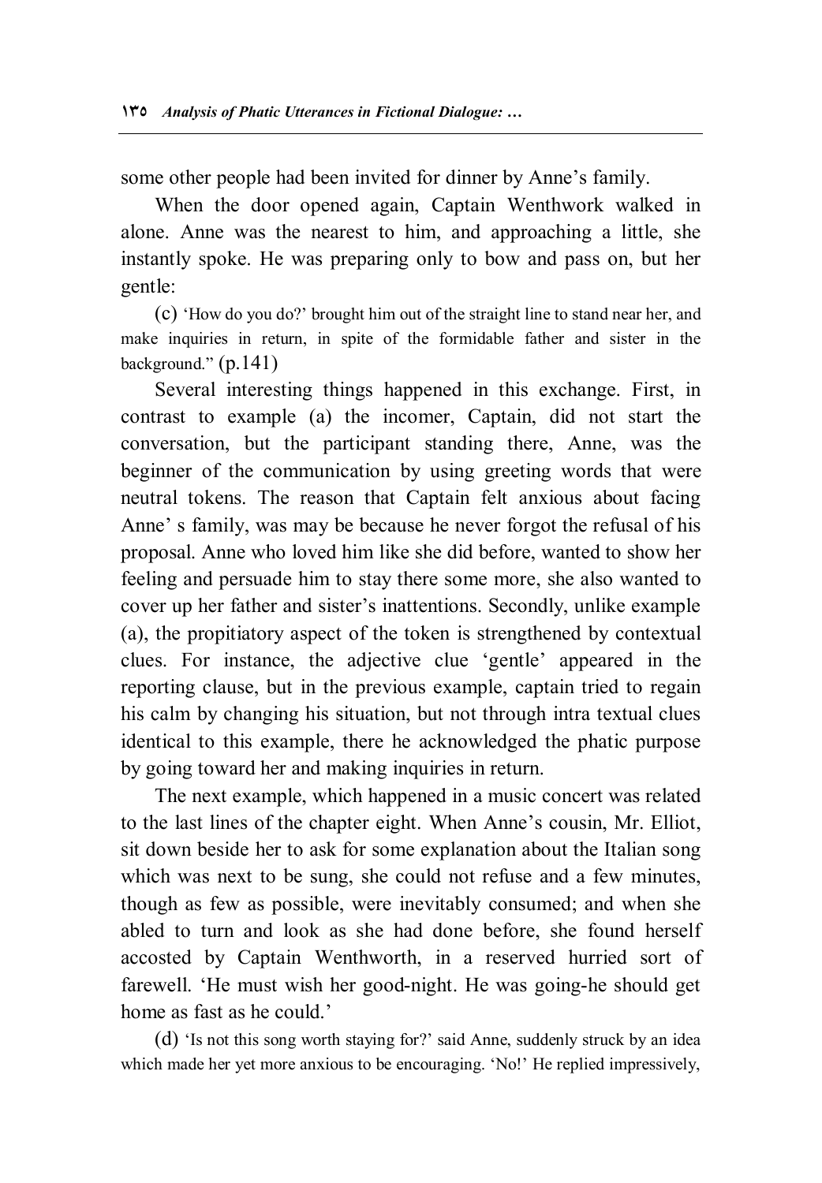some other people had been invited for dinner by Anne's family.

When the door opened again, Captain Wenthwork walked in alone. Anne was the nearest to him, and approaching a little, she instantly spoke. He was preparing only to bow and pass on, but her gentle:

(c) 'How do you do?' brought him out of the straight line to stand near her, and make inquiries in return, in spite of the formidable father and sister in the background." (p.141)

Several interesting things happened in this exchange. First, in contrast to example (a) the incomer, Captain, did not start the conversation, but the participant standing there, Anne, was the beginner of the communication by using greeting words that were neutral tokens. The reason that Captain felt anxious about facing Anne' s family, was may be because he never forgot the refusal of his proposal. Anne who loved him like she did before, wanted to show her feeling and persuade him to stay there some more, she also wanted to cover up her father and sister's inattentions. Secondly, unlike example (a), the propitiatory aspect of the token is strengthened by contextual clues. For instance, the adjective clue 'gentle' appeared in the reporting clause, but in the previous example, captain tried to regain his calm by changing his situation, but not through intra textual clues identical to this example, there he acknowledged the phatic purpose by going toward her and making inquiries in return.

The next example, which happened in a music concert was related to the last lines of the chapter eight. When Anne's cousin, Mr. Elliot, sit down beside her to ask for some explanation about the Italian song which was next to be sung, she could not refuse and a few minutes, though as few as possible, were inevitably consumed; and when she abled to turn and look as she had done before, she found herself accosted by Captain Wenthworth, in a reserved hurried sort of farewell. 'He must wish her good-night. He was going-he should get home as fast as he could.'

(d) 'Is not this song worth staying for?' said Anne, suddenly struck by an idea which made her yet more anxious to be encouraging. 'No!' He replied impressively,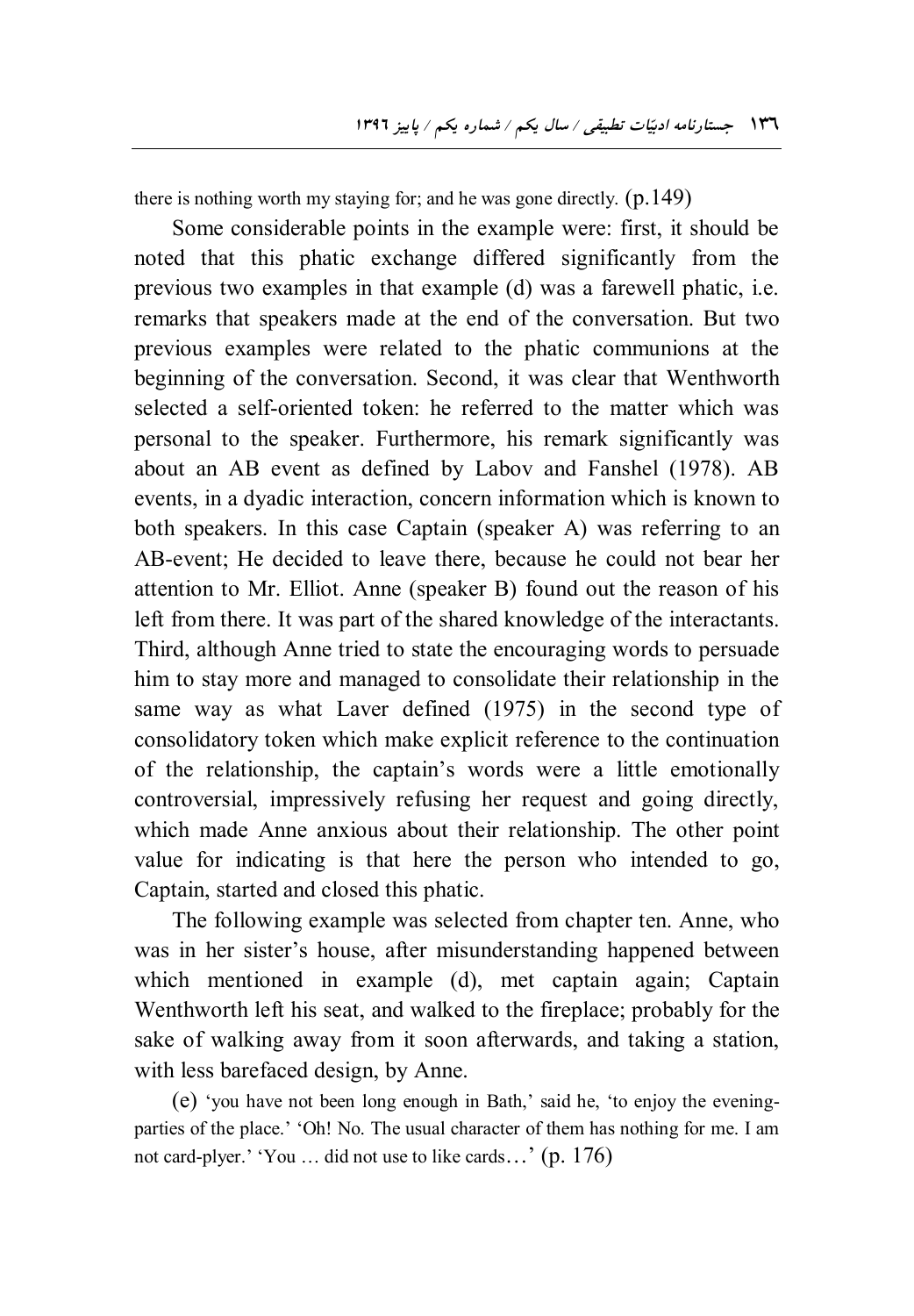there is nothing worth my staying for; and he was gone directly. (p.149)

Some considerable points in the example were: first, it should be noted that this phatic exchange differed significantly from the previous two examples in that example (d) was a farewell phatic, i.e. remarks that speakers made at the end of the conversation. But two previous examples were related to the phatic communions at the beginning of the conversation. Second, it was clear that Wenthworth selected a self-oriented token: he referred to the matter which was personal to the speaker. Furthermore, his remark significantly was about an AB event as defined by Labov and Fanshel (1978). AB events, in a dyadic interaction, concern information which is known to both speakers. In this case Captain (speaker A) was referring to an AB-event; He decided to leave there, because he could not bear her attention to Mr. Elliot. Anne (speaker B) found out the reason of his left from there. It was part of the shared knowledge of the interactants. Third, although Anne tried to state the encouraging words to persuade him to stay more and managed to consolidate their relationship in the same way as what Laver defined (1975) in the second type of consolidatory token which make explicit reference to the continuation of the relationship, the captain's words were a little emotionally controversial, impressively refusing her request and going directly, which made Anne anxious about their relationship. The other point value for indicating is that here the person who intended to go, Captain, started and closed this phatic.

The following example was selected from chapter ten. Anne, who was in her sister's house, after misunderstanding happened between which mentioned in example (d), met captain again; Captain Wenthworth left his seat, and walked to the fireplace; probably for the sake of walking away from it soon afterwards, and taking a station, with less barefaced design, by Anne.

(e) 'you have not been long enough in Bath,' said he, 'to enjoy the evening-parties of the place.' 'Oh! No. The usual character of them has nothing for me. I am not card-plyer.' 'You … did not use to like cards…' (p. 176)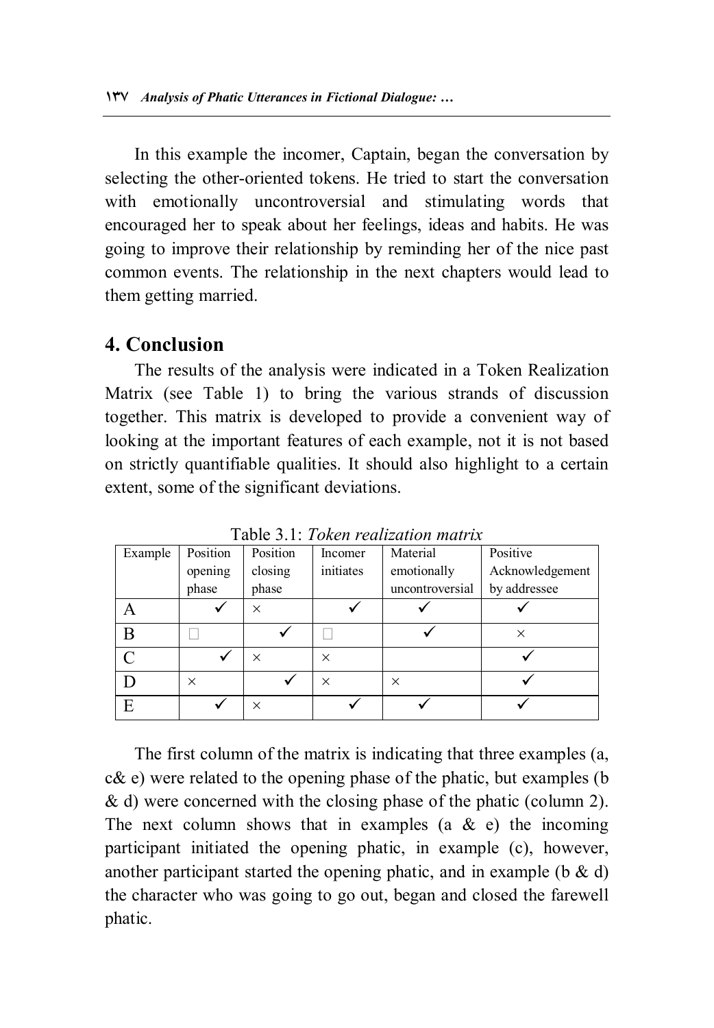In this example the incomer, Captain, began the conversation by selecting the other-oriented tokens. He tried to start the conversation with emotionally uncontroversial and stimulating words that encouraged her to speak about her feelings, ideas and habits. He was going to improve their relationship by reminding her of the nice past common events. The relationship in the next chapters would lead to them getting married.

## 4. Conclusion

The results of the analysis were indicated in a Token Realization Matrix (see Table 1) to bring the various strands of discussion together. This matrix is developed to provide a convenient way of looking at the important features of each example, not it is not based on strictly quantifiable qualities. It should also highlight to a certain extent, some of the significant deviations.

Table 3.1: *Token realization matrix*

| Example | Position opening phase | Position closing phase | Incomer initiates | Material emotionally uncontroversial | Positive Acknowledgement by addressee |
|---|---|---|---|---|---|
| A | ✓ | × | ✓ | ✓ | ✓ |
| B | □ | ✓ | □ | ✓ | × |
| C | ✓ | × | × | | ✓ |
| D | × | ✓ | × | × | ✓ |
| E | ✓ | × | ✓ | ✓ | ✓ |

The first column of the matrix is indicating that three examples (a, c& e) were related to the opening phase of the phatic, but examples (b & d) were concerned with the closing phase of the phatic (column 2). The next column shows that in examples (a & e) the incoming participant initiated the opening phatic, in example (c), however, another participant started the opening phatic, and in example (b & d) the character who was going to go out, began and closed the farewell phatic.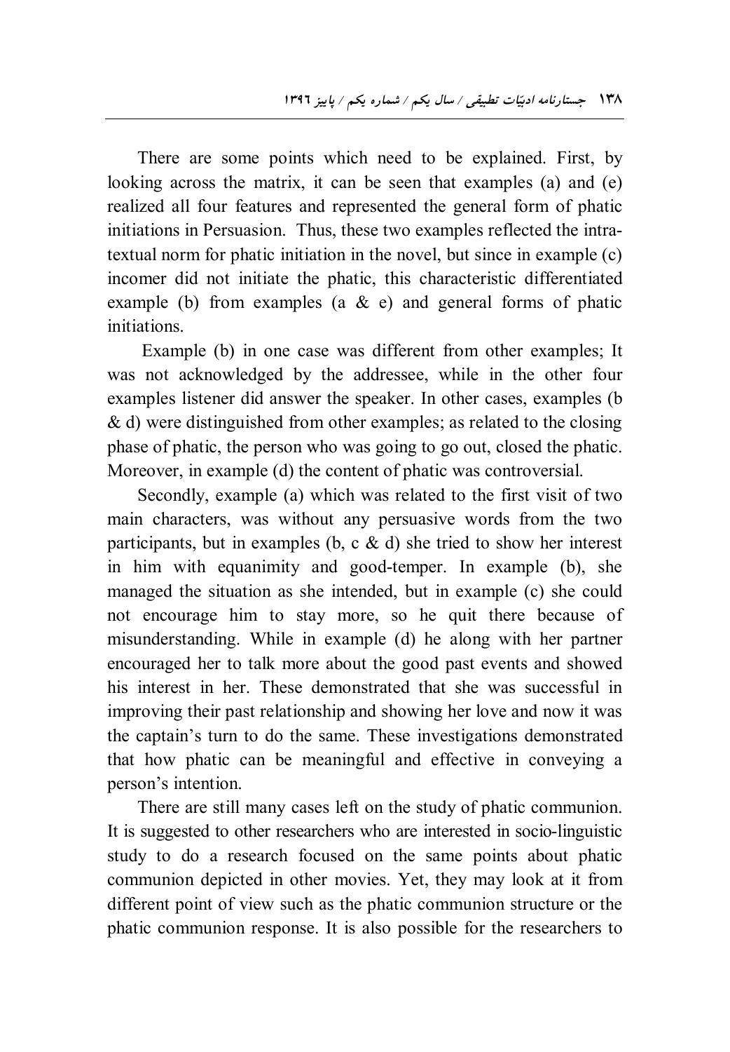There are some points which need to be explained. First, by looking across the matrix, it can be seen that examples (a) and (e) realized all four features and represented the general form of phatic initiations in Persuasion. Thus, these two examples reflected the intra-textual norm for phatic initiation in the novel, but since in example (c) incomer did not initiate the phatic, this characteristic differentiated example (b) from examples (a & e) and general forms of phatic initiations.

Example (b) in one case was different from other examples; It was not acknowledged by the addressee, while in the other four examples listener did answer the speaker. In other cases, examples (b & d) were distinguished from other examples; as related to the closing phase of phatic, the person who was going to go out, closed the phatic. Moreover, in example (d) the content of phatic was controversial.

Secondly, example (a) which was related to the first visit of two main characters, was without any persuasive words from the two participants, but in examples (b, c & d) she tried to show her interest in him with equanimity and good-temper. In example (b), she managed the situation as she intended, but in example (c) she could not encourage him to stay more, so he quit there because of misunderstanding. While in example (d) he along with her partner encouraged her to talk more about the good past events and showed his interest in her. These demonstrated that she was successful in improving their past relationship and showing her love and now it was the captain's turn to do the same. These investigations demonstrated that how phatic can be meaningful and effective in conveying a person's intention.

There are still many cases left on the study of phatic communion. It is suggested to other researchers who are interested in socio-linguistic study to do a research focused on the same points about phatic communion depicted in other movies. Yet, they may look at it from different point of view such as the phatic communion structure or the phatic communion response. It is also possible for the researchers to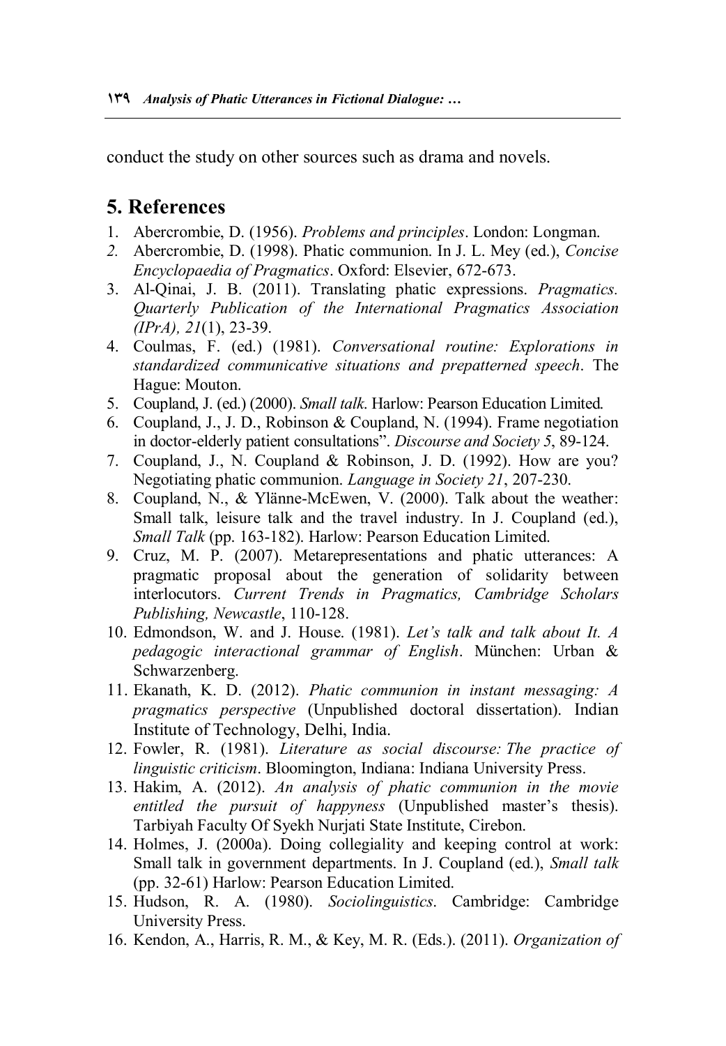conduct the study on other sources such as drama and novels.

## 5. References

1. Abercrombie, D. (1956). *Problems and principles*. London: Longman.
2. Abercrombie, D. (1998). Phatic communion. In J. L. Mey (ed.), *Concise Encyclopaedia of Pragmatics*. Oxford: Elsevier, 672-673.
3. Al-Qinai, J. B. (2011). Translating phatic expressions. *Pragmatics. Quarterly Publication of the International Pragmatics Association (IPrA), 21*(1), 23-39.
4. Coulmas, F. (ed.) (1981). *Conversational routine: Explorations in standardized communicative situations and prepatterned speech*. The Hague: Mouton.
5. Coupland, J. (ed.) (2000). *Small talk*. Harlow: Pearson Education Limited.
6. Coupland, J., J. D., Robinson & Coupland, N. (1994). Frame negotiation in doctor-elderly patient consultations". *Discourse and Society 5*, 89-124.
7. Coupland, J., N. Coupland & Robinson, J. D. (1992). How are you? Negotiating phatic communion. *Language in Society 21*, 207-230.
8. Coupland, N., & Ylänne-McEwen, V. (2000). Talk about the weather: Small talk, leisure talk and the travel industry. In J. Coupland (ed.), *Small Talk* (pp. 163-182). Harlow: Pearson Education Limited.
9. Cruz, M. P. (2007). Metarepresentations and phatic utterances: A pragmatic proposal about the generation of solidarity between interlocutors. *Current Trends in Pragmatics, Cambridge Scholars Publishing, Newcastle*, 110-128.
10. Edmondson, W. and J. House. (1981). *Let's talk and talk about It. A pedagogic interactional grammar of English*. München: Urban & Schwarzenberg.
11. Ekanath, K. D. (2012). *Phatic communion in instant messaging: A pragmatics perspective* (Unpublished doctoral dissertation). Indian Institute of Technology, Delhi, India.
12. Fowler, R. (1981). *Literature as social discourse: The practice of linguistic criticism*. Bloomington, Indiana: Indiana University Press.
13. Hakim, A. (2012). *An analysis of phatic communion in the movie entitled the pursuit of happyness* (Unpublished master's thesis). Tarbiyah Faculty Of Syekh Nurjati State Institute, Cirebon.
14. Holmes, J. (2000a). Doing collegiality and keeping control at work: Small talk in government departments. In J. Coupland (ed.), *Small talk* (pp. 32-61) Harlow: Pearson Education Limited.
15. Hudson, R. A. (1980). *Sociolinguistics*. Cambridge: Cambridge University Press.
16. Kendon, A., Harris, R. M., & Key, M. R. (Eds.). (2011). *Organization of*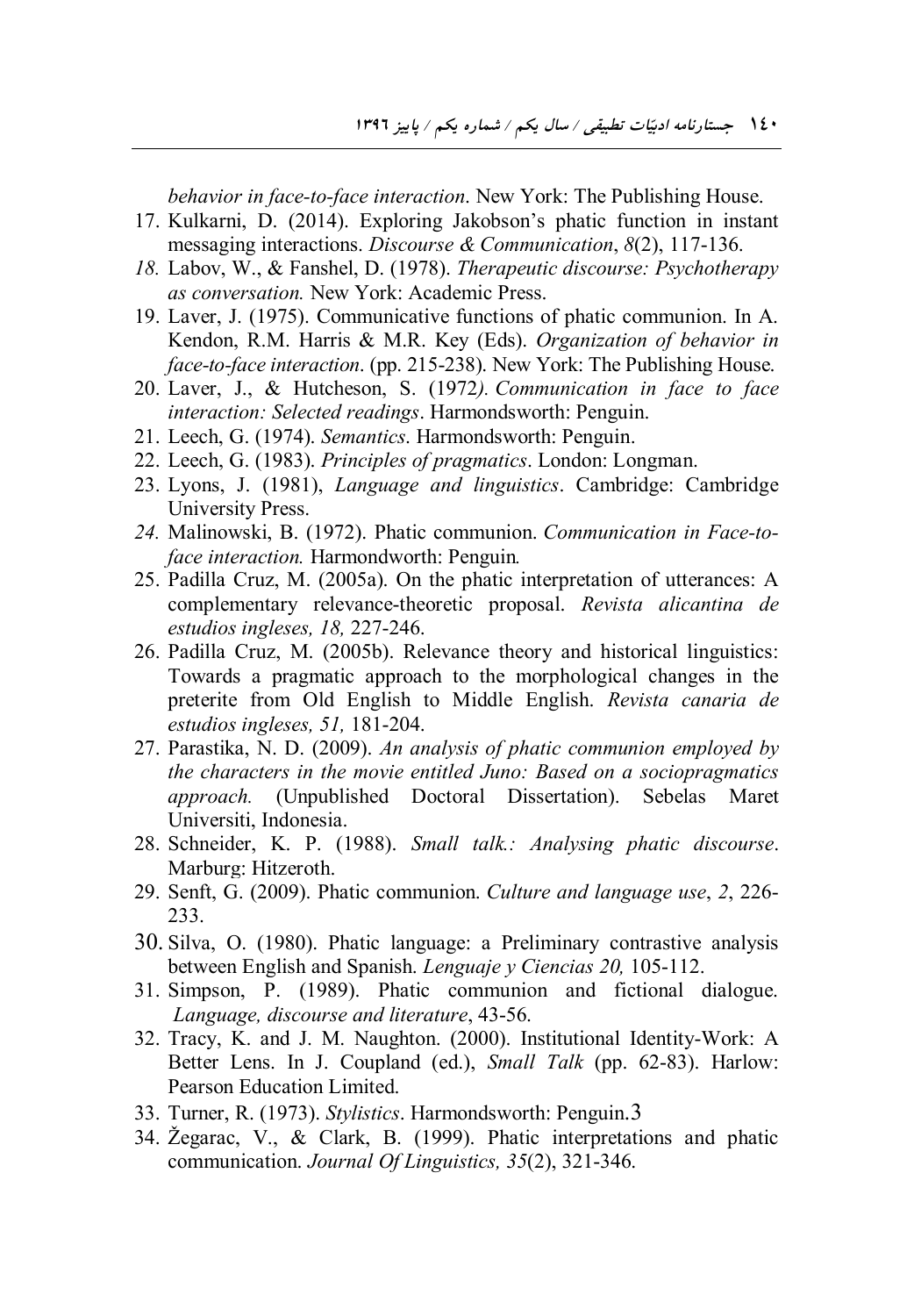*behavior in face-to-face interaction*. New York: The Publishing House.

17. Kulkarni, D. (2014). Exploring Jakobson's phatic function in instant messaging interactions. *Discourse & Communication*, *8*(2), 117-136.
18. Labov, W., & Fanshel, D. (1978). *Therapeutic discourse: Psychotherapy as conversation.* New York: Academic Press.
19. Laver, J. (1975). Communicative functions of phatic communion. In A. Kendon, R.M. Harris & M.R. Key (Eds). *Organization of behavior in face-to-face interaction*. (pp. 215-238). New York: The Publishing House.
20. Laver, J., & Hutcheson, S. (1972*). Communication in face to face interaction: Selected readings*. Harmondsworth: Penguin.
21. Leech, G. (1974). *Semantics*. Harmondsworth: Penguin.
22. Leech, G. (1983). *Principles of pragmatics*. London: Longman.
23. Lyons, J. (1981), *Language and linguistics*. Cambridge: Cambridge University Press.
24. Malinowski, B. (1972). Phatic communion. *Communication in Face-to-face interaction.* Harmondworth: Penguin*.*
25. Padilla Cruz, M. (2005a). On the phatic interpretation of utterances: A complementary relevance-theoretic proposal. *Revista alicantina de estudios ingleses, 18,* 227-246.
26. Padilla Cruz, M. (2005b). Relevance theory and historical linguistics: Towards a pragmatic approach to the morphological changes in the preterite from Old English to Middle English. *Revista canaria de estudios ingleses, 51,* 181-204.
27. Parastika, N. D. (2009). *An analysis of phatic communion employed by the characters in the movie entitled Juno: Based on a sociopragmatics approach.* (Unpublished Doctoral Dissertation). Sebelas Maret Universiti, Indonesia.
28. Schneider, K. P. (1988). *Small talk.: Analysing phatic discourse*. Marburg: Hitzeroth.
29. Senft, G. (2009). Phatic communion. *Culture and language use*, *2*, 226-233.
30. Silva, O. (1980). Phatic language: a Preliminary contrastive analysis between English and Spanish. *Lenguaje y Ciencias 20,* 105-112.
31. Simpson, P. (1989). Phatic communion and fictional dialogue. *Language, discourse and literature*, 43-56.
32. Tracy, K. and J. M. Naughton. (2000). Institutional Identity-Work: A Better Lens. In J. Coupland (ed.), *Small Talk* (pp. 62-83). Harlow: Pearson Education Limited.
33. Turner, R. (1973). *Stylistics*. Harmondsworth: Penguin.3
34. Žegarac, V., & Clark, B. (1999). Phatic interpretations and phatic communication. *Journal Of Linguistics, 35*(2), 321-346.